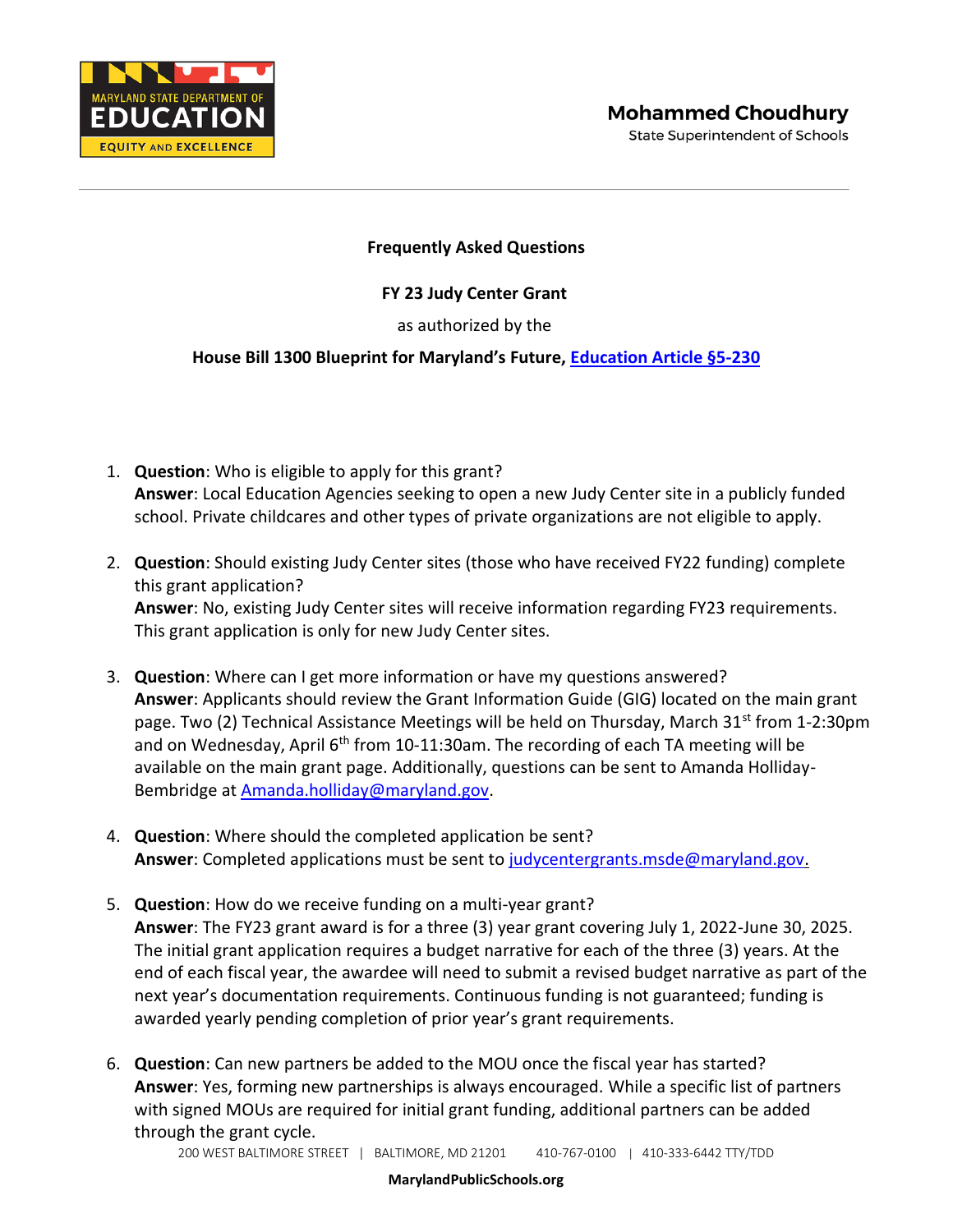Mohammed Choudhury
State Superintendent of Schools

**Frequently Asked Questions**

**FY 23 Judy Center Grant**

as authorized by the

**House Bill 1300 Blueprint for Maryland's Future, Education Article §5-230**

1. **Question**: Who is eligible to apply for this grant?
   **Answer**: Local Education Agencies seeking to open a new Judy Center site in a publicly funded school. Private childcares and other types of private organizations are not eligible to apply.

2. **Question**: Should existing Judy Center sites (those who have received FY22 funding) complete this grant application?
   **Answer**: No, existing Judy Center sites will receive information regarding FY23 requirements. This grant application is only for new Judy Center sites.

3. **Question**: Where can I get more information or have my questions answered?
   **Answer**: Applicants should review the Grant Information Guide (GIG) located on the main grant page. Two (2) Technical Assistance Meetings will be held on Thursday, March 31st from 1-2:30pm and on Wednesday, April 6th from 10-11:30am. The recording of each TA meeting will be available on the main grant page. Additionally, questions can be sent to Amanda Holliday-Bembridge at Amanda.holliday@maryland.gov.

4. **Question**: Where should the completed application be sent?
   **Answer**: Completed applications must be sent to judycentergrants.msde@maryland.gov.

5. **Question**: How do we receive funding on a multi-year grant?
   **Answer**: The FY23 grant award is for a three (3) year grant covering July 1, 2022-June 30, 2025. The initial grant application requires a budget narrative for each of the three (3) years. At the end of each fiscal year, the awardee will need to submit a revised budget narrative as part of the next year's documentation requirements. Continuous funding is not guaranteed; funding is awarded yearly pending completion of prior year's grant requirements.

6. **Question**: Can new partners be added to the MOU once the fiscal year has started?
   **Answer**: Yes, forming new partnerships is always encouraged. While a specific list of partners with signed MOUs are required for initial grant funding, additional partners can be added through the grant cycle.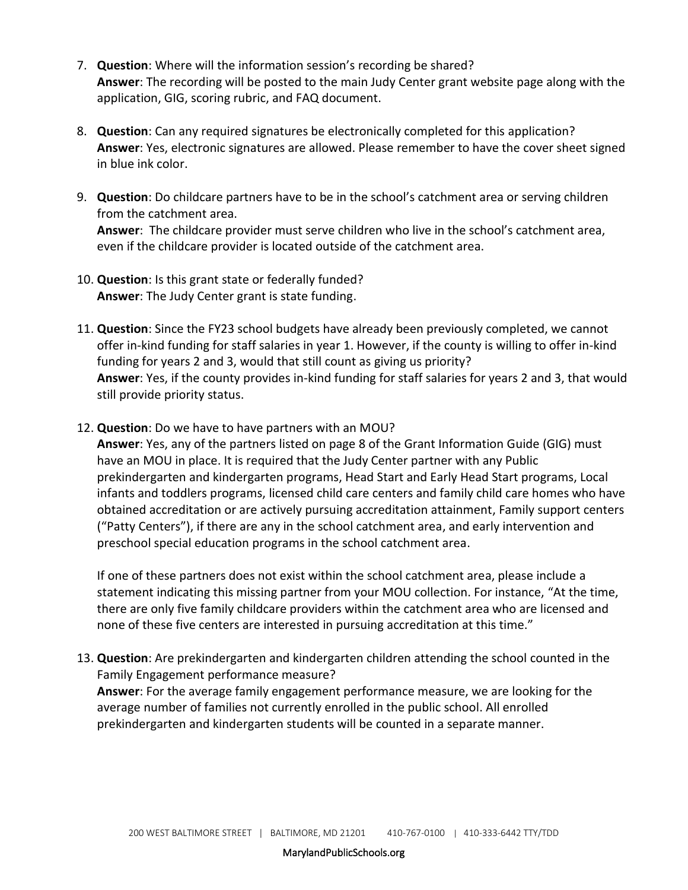7. **Question**: Where will the information session's recording be shared?
   **Answer**: The recording will be posted to the main Judy Center grant website page along with the application, GIG, scoring rubric, and FAQ document.

8. **Question**: Can any required signatures be electronically completed for this application?
   **Answer**: Yes, electronic signatures are allowed. Please remember to have the cover sheet signed in blue ink color.

9. **Question**: Do childcare partners have to be in the school's catchment area or serving children from the catchment area.
   **Answer**: The childcare provider must serve children who live in the school's catchment area, even if the childcare provider is located outside of the catchment area.

10. **Question**: Is this grant state or federally funded?
    **Answer**: The Judy Center grant is state funding.

11. **Question**: Since the FY23 school budgets have already been previously completed, we cannot offer in-kind funding for staff salaries in year 1. However, if the county is willing to offer in-kind funding for years 2 and 3, would that still count as giving us priority?
    **Answer**: Yes, if the county provides in-kind funding for staff salaries for years 2 and 3, that would still provide priority status.

12. **Question**: Do we have to have partners with an MOU?
    **Answer**: Yes, any of the partners listed on page 8 of the Grant Information Guide (GIG) must have an MOU in place. It is required that the Judy Center partner with any Public prekindergarten and kindergarten programs, Head Start and Early Head Start programs, Local infants and toddlers programs, licensed child care centers and family child care homes who have obtained accreditation or are actively pursuing accreditation attainment, Family support centers ("Patty Centers"), if there are any in the school catchment area, and early intervention and preschool special education programs in the school catchment area.

    If one of these partners does not exist within the school catchment area, please include a statement indicating this missing partner from your MOU collection. For instance, "At the time, there are only five family childcare providers within the catchment area who are licensed and none of these five centers are interested in pursuing accreditation at this time."

13. **Question**: Are prekindergarten and kindergarten children attending the school counted in the Family Engagement performance measure?
    **Answer**: For the average family engagement performance measure, we are looking for the average number of families not currently enrolled in the public school. All enrolled prekindergarten and kindergarten students will be counted in a separate manner.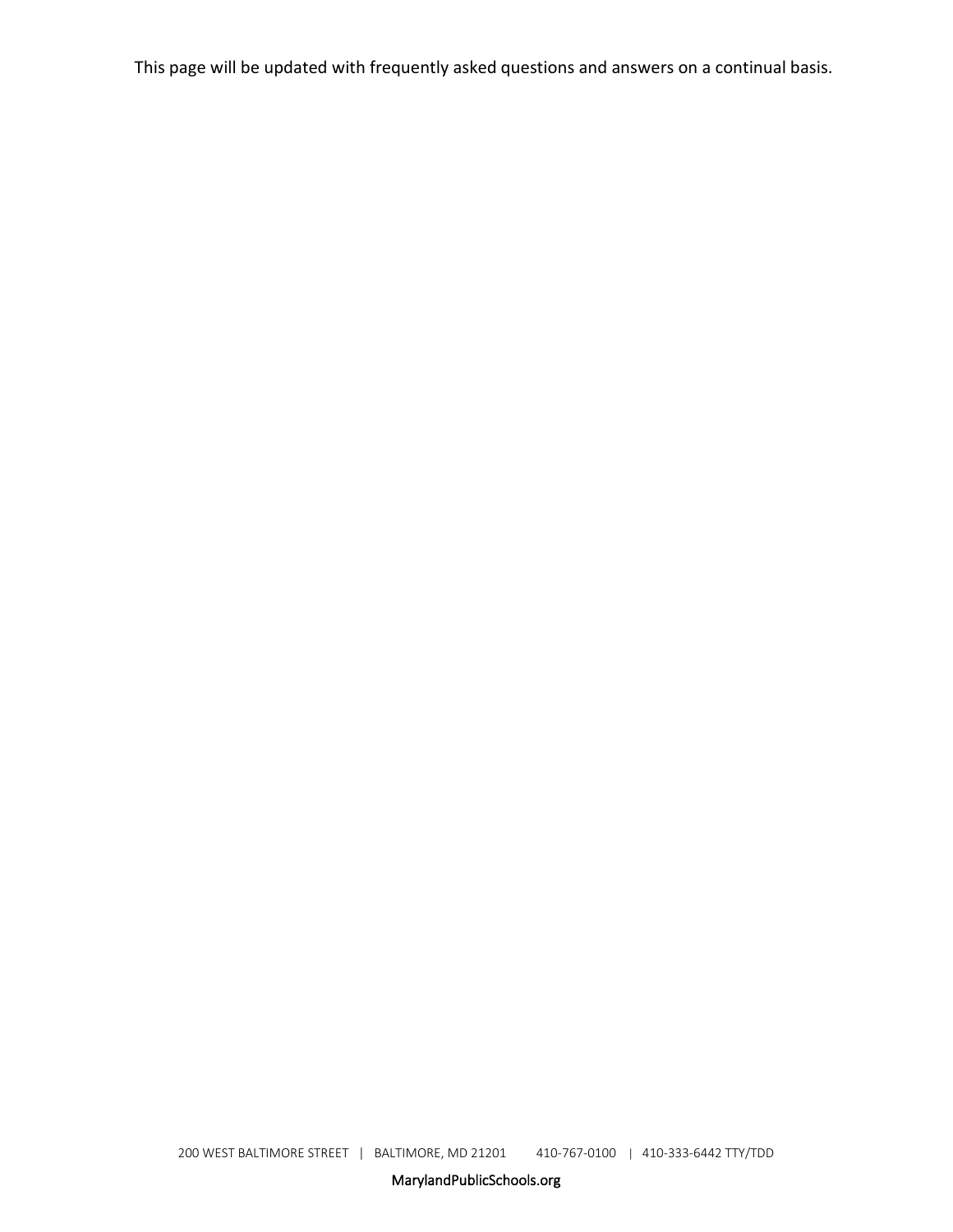This page will be updated with frequently asked questions and answers on a continual basis.